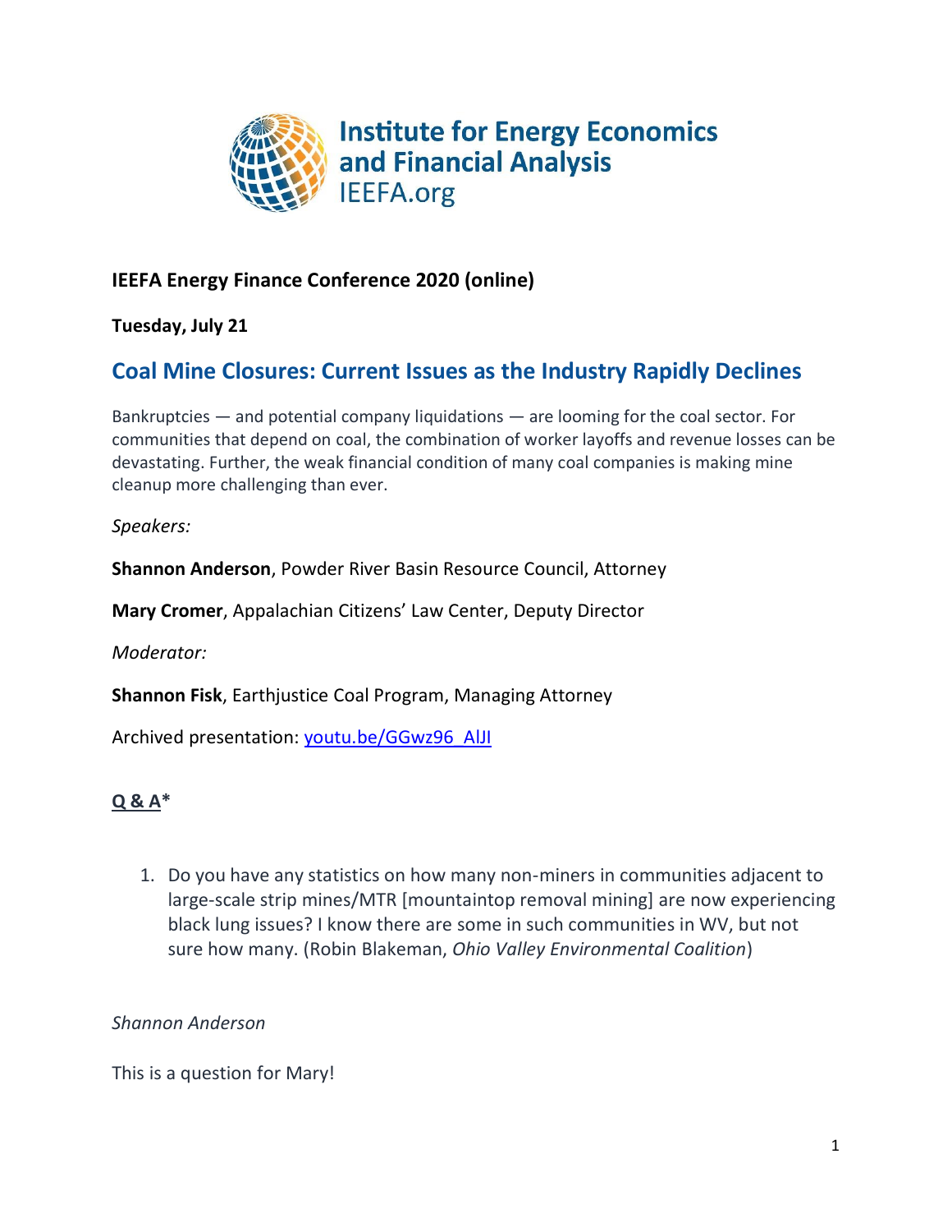Institute for Energy Economics and Financial Analysis
IEEFA.org

**IEEFA Energy Finance Conference 2020 (online)**

**Tuesday, July 21**

## Coal Mine Closures: Current Issues as the Industry Rapidly Declines

Bankruptcies — and potential company liquidations — are looming for the coal sector. For communities that depend on coal, the combination of worker layoffs and revenue losses can be devastating. Further, the weak financial condition of many coal companies is making mine cleanup more challenging than ever.

*Speakers:*

**Shannon Anderson**, Powder River Basin Resource Council, Attorney

**Mary Cromer**, Appalachian Citizens' Law Center, Deputy Director

*Moderator:*

**Shannon Fisk**, Earthjustice Coal Program, Managing Attorney

Archived presentation: [youtu.be/GGwz96_AlJI](https://youtu.be/GGwz96_AlJI)

**Q & A***

1. Do you have any statistics on how many non-miners in communities adjacent to large-scale strip mines/MTR [mountaintop removal mining] are now experiencing black lung issues? I know there are some in such communities in WV, but not sure how many. (Robin Blakeman, *Ohio Valley Environmental Coalition*)

*Shannon Anderson*

This is a question for Mary!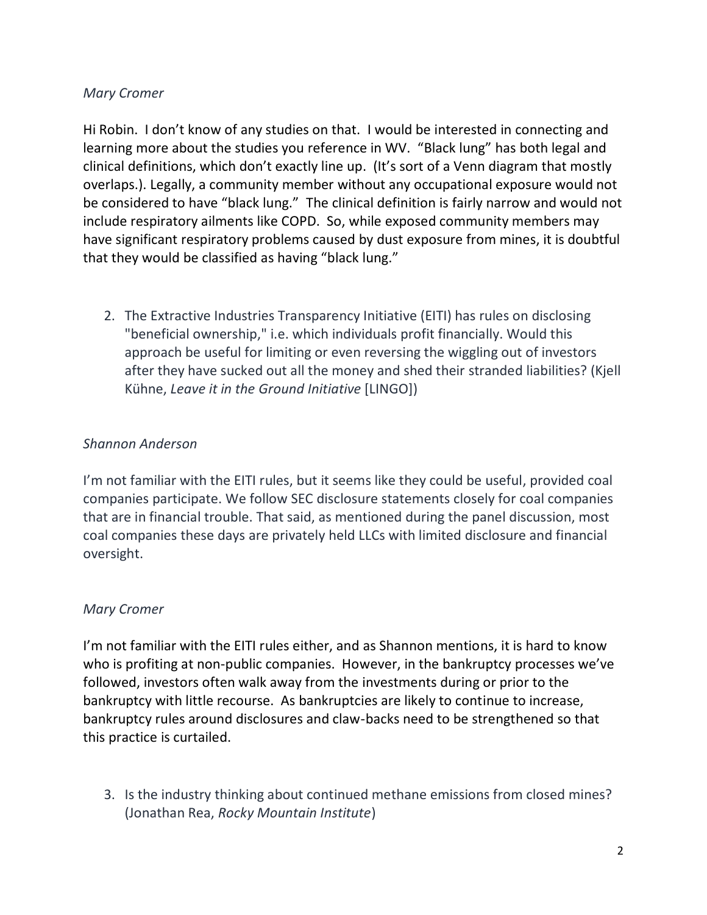*Mary Cromer*

Hi Robin. I don't know of any studies on that. I would be interested in connecting and learning more about the studies you reference in WV. "Black lung" has both legal and clinical definitions, which don't exactly line up. (It's sort of a Venn diagram that mostly overlaps.). Legally, a community member without any occupational exposure would not be considered to have "black lung." The clinical definition is fairly narrow and would not include respiratory ailments like COPD. So, while exposed community members may have significant respiratory problems caused by dust exposure from mines, it is doubtful that they would be classified as having "black lung."

2. The Extractive Industries Transparency Initiative (EITI) has rules on disclosing "beneficial ownership," i.e. which individuals profit financially. Would this approach be useful for limiting or even reversing the wiggling out of investors after they have sucked out all the money and shed their stranded liabilities? (Kjell Kühne, *Leave it in the Ground Initiative* [LINGO])

*Shannon Anderson*

I'm not familiar with the EITI rules, but it seems like they could be useful, provided coal companies participate. We follow SEC disclosure statements closely for coal companies that are in financial trouble. That said, as mentioned during the panel discussion, most coal companies these days are privately held LLCs with limited disclosure and financial oversight.

*Mary Cromer*

I'm not familiar with the EITI rules either, and as Shannon mentions, it is hard to know who is profiting at non-public companies. However, in the bankruptcy processes we've followed, investors often walk away from the investments during or prior to the bankruptcy with little recourse. As bankruptcies are likely to continue to increase, bankruptcy rules around disclosures and claw-backs need to be strengthened so that this practice is curtailed.

3. Is the industry thinking about continued methane emissions from closed mines? (Jonathan Rea, *Rocky Mountain Institute*)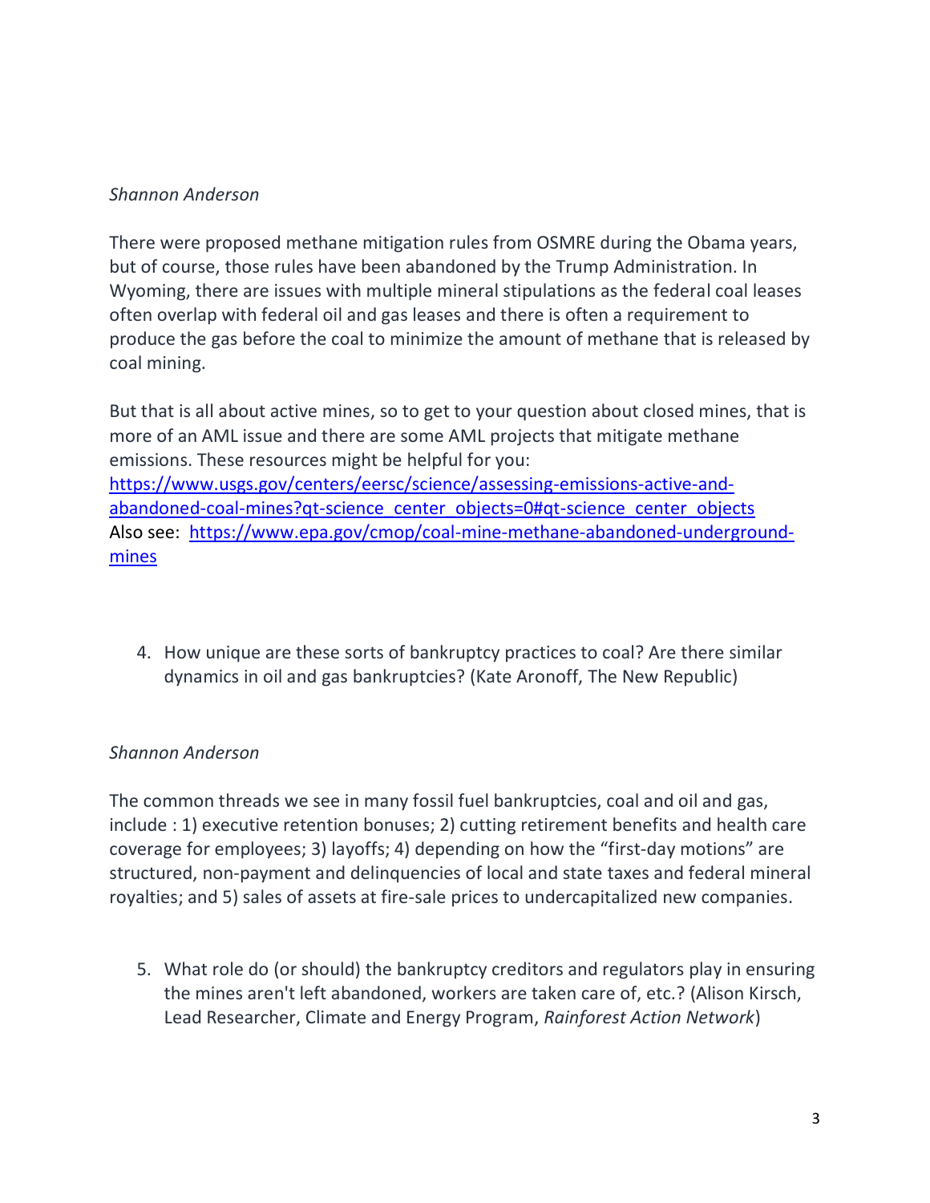*Shannon Anderson*

There were proposed methane mitigation rules from OSMRE during the Obama years, but of course, those rules have been abandoned by the Trump Administration. In Wyoming, there are issues with multiple mineral stipulations as the federal coal leases often overlap with federal oil and gas leases and there is often a requirement to produce the gas before the coal to minimize the amount of methane that is released by coal mining.

But that is all about active mines, so to get to your question about closed mines, that is more of an AML issue and there are some AML projects that mitigate methane emissions. These resources might be helpful for you: [https://www.usgs.gov/centers/eersc/science/assessing-emissions-active-and-abandoned-coal-mines?qt-science_center_objects=0#qt-science_center_objects](https://www.usgs.gov/centers/eersc/science/assessing-emissions-active-and-abandoned-coal-mines?qt-science_center_objects=0#qt-science_center_objects)
Also see: [https://www.epa.gov/cmop/coal-mine-methane-abandoned-underground-mines](https://www.epa.gov/cmop/coal-mine-methane-abandoned-underground-mines)

4. How unique are these sorts of bankruptcy practices to coal? Are there similar dynamics in oil and gas bankruptcies? (Kate Aronoff, The New Republic)

*Shannon Anderson*

The common threads we see in many fossil fuel bankruptcies, coal and oil and gas, include : 1) executive retention bonuses; 2) cutting retirement benefits and health care coverage for employees; 3) layoffs; 4) depending on how the "first-day motions" are structured, non-payment and delinquencies of local and state taxes and federal mineral royalties; and 5) sales of assets at fire-sale prices to undercapitalized new companies.

5. What role do (or should) the bankruptcy creditors and regulators play in ensuring the mines aren't left abandoned, workers are taken care of, etc.? (Alison Kirsch, Lead Researcher, Climate and Energy Program, *Rainforest Action Network*)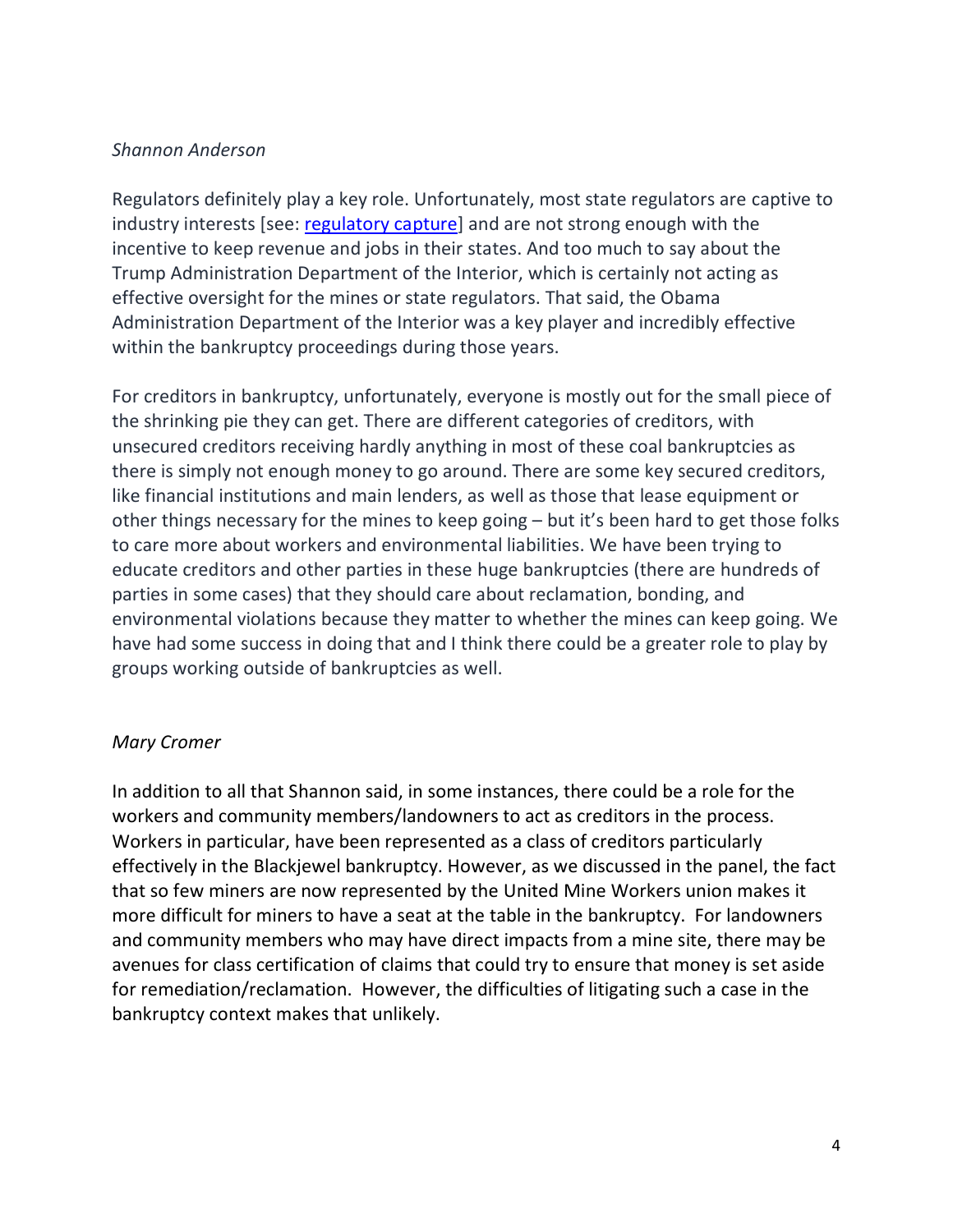*Shannon Anderson*

Regulators definitely play a key role. Unfortunately, most state regulators are captive to industry interests [see: [regulatory capture](regulatory capture)] and are not strong enough with the incentive to keep revenue and jobs in their states. And too much to say about the Trump Administration Department of the Interior, which is certainly not acting as effective oversight for the mines or state regulators. That said, the Obama Administration Department of the Interior was a key player and incredibly effective within the bankruptcy proceedings during those years.

For creditors in bankruptcy, unfortunately, everyone is mostly out for the small piece of the shrinking pie they can get. There are different categories of creditors, with unsecured creditors receiving hardly anything in most of these coal bankruptcies as there is simply not enough money to go around. There are some key secured creditors, like financial institutions and main lenders, as well as those that lease equipment or other things necessary for the mines to keep going – but it's been hard to get those folks to care more about workers and environmental liabilities. We have been trying to educate creditors and other parties in these huge bankruptcies (there are hundreds of parties in some cases) that they should care about reclamation, bonding, and environmental violations because they matter to whether the mines can keep going. We have had some success in doing that and I think there could be a greater role to play by groups working outside of bankruptcies as well.

*Mary Cromer*

In addition to all that Shannon said, in some instances, there could be a role for the workers and community members/landowners to act as creditors in the process. Workers in particular, have been represented as a class of creditors particularly effectively in the Blackjewel bankruptcy. However, as we discussed in the panel, the fact that so few miners are now represented by the United Mine Workers union makes it more difficult for miners to have a seat at the table in the bankruptcy. For landowners and community members who may have direct impacts from a mine site, there may be avenues for class certification of claims that could try to ensure that money is set aside for remediation/reclamation. However, the difficulties of litigating such a case in the bankruptcy context makes that unlikely.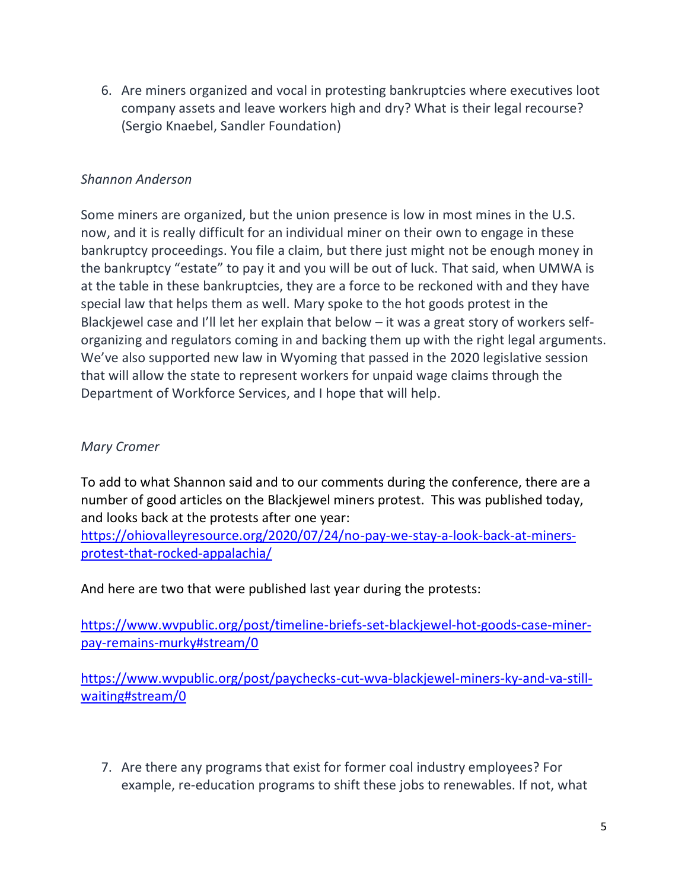6. Are miners organized and vocal in protesting bankruptcies where executives loot company assets and leave workers high and dry? What is their legal recourse? (Sergio Knaebel, Sandler Foundation)

*Shannon Anderson*

Some miners are organized, but the union presence is low in most mines in the U.S. now, and it is really difficult for an individual miner on their own to engage in these bankruptcy proceedings. You file a claim, but there just might not be enough money in the bankruptcy "estate" to pay it and you will be out of luck. That said, when UMWA is at the table in these bankruptcies, they are a force to be reckoned with and they have special law that helps them as well. Mary spoke to the hot goods protest in the Blackjewel case and I'll let her explain that below – it was a great story of workers self-organizing and regulators coming in and backing them up with the right legal arguments. We've also supported new law in Wyoming that passed in the 2020 legislative session that will allow the state to represent workers for unpaid wage claims through the Department of Workforce Services, and I hope that will help.

*Mary Cromer*

To add to what Shannon said and to our comments during the conference, there are a number of good articles on the Blackjewel miners protest. This was published today, and looks back at the protests after one year:
[https://ohiovalleyresource.org/2020/07/24/no-pay-we-stay-a-look-back-at-miners-protest-that-rocked-appalachia/](https://ohiovalleyresource.org/2020/07/24/no-pay-we-stay-a-look-back-at-miners-protest-that-rocked-appalachia/)

And here are two that were published last year during the protests:

[https://www.wvpublic.org/post/timeline-briefs-set-blackjewel-hot-goods-case-miner-pay-remains-murky#stream/0](https://www.wvpublic.org/post/timeline-briefs-set-blackjewel-hot-goods-case-miner-pay-remains-murky#stream/0)

[https://www.wvpublic.org/post/paychecks-cut-wva-blackjewel-miners-ky-and-va-still-waiting#stream/0](https://www.wvpublic.org/post/paychecks-cut-wva-blackjewel-miners-ky-and-va-still-waiting#stream/0)

7. Are there any programs that exist for former coal industry employees? For example, re-education programs to shift these jobs to renewables. If not, what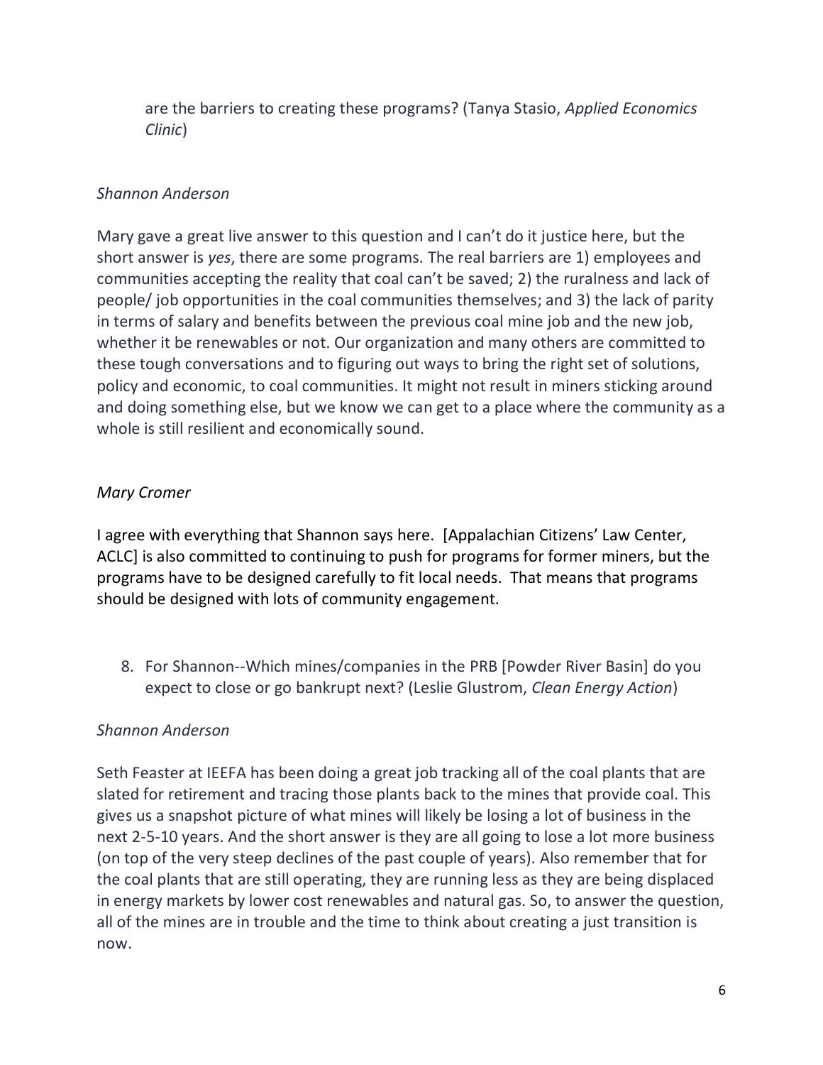are the barriers to creating these programs? (Tanya Stasio, *Applied Economics Clinic*)

*Shannon Anderson*

Mary gave a great live answer to this question and I can't do it justice here, but the short answer is *yes*, there are some programs. The real barriers are 1) employees and communities accepting the reality that coal can't be saved; 2) the ruralness and lack of people/ job opportunities in the coal communities themselves; and 3) the lack of parity in terms of salary and benefits between the previous coal mine job and the new job, whether it be renewables or not. Our organization and many others are committed to these tough conversations and to figuring out ways to bring the right set of solutions, policy and economic, to coal communities. It might not result in miners sticking around and doing something else, but we know we can get to a place where the community as a whole is still resilient and economically sound.

*Mary Cromer*

I agree with everything that Shannon says here. [Appalachian Citizens' Law Center, ACLC] is also committed to continuing to push for programs for former miners, but the programs have to be designed carefully to fit local needs. That means that programs should be designed with lots of community engagement.

8. For Shannon--Which mines/companies in the PRB [Powder River Basin] do you expect to close or go bankrupt next? (Leslie Glustrom, *Clean Energy Action*)

*Shannon Anderson*

Seth Feaster at IEEFA has been doing a great job tracking all of the coal plants that are slated for retirement and tracing those plants back to the mines that provide coal. This gives us a snapshot picture of what mines will likely be losing a lot of business in the next 2-5-10 years. And the short answer is they are all going to lose a lot more business (on top of the very steep declines of the past couple of years). Also remember that for the coal plants that are still operating, they are running less as they are being displaced in energy markets by lower cost renewables and natural gas. So, to answer the question, all of the mines are in trouble and the time to think about creating a just transition is now.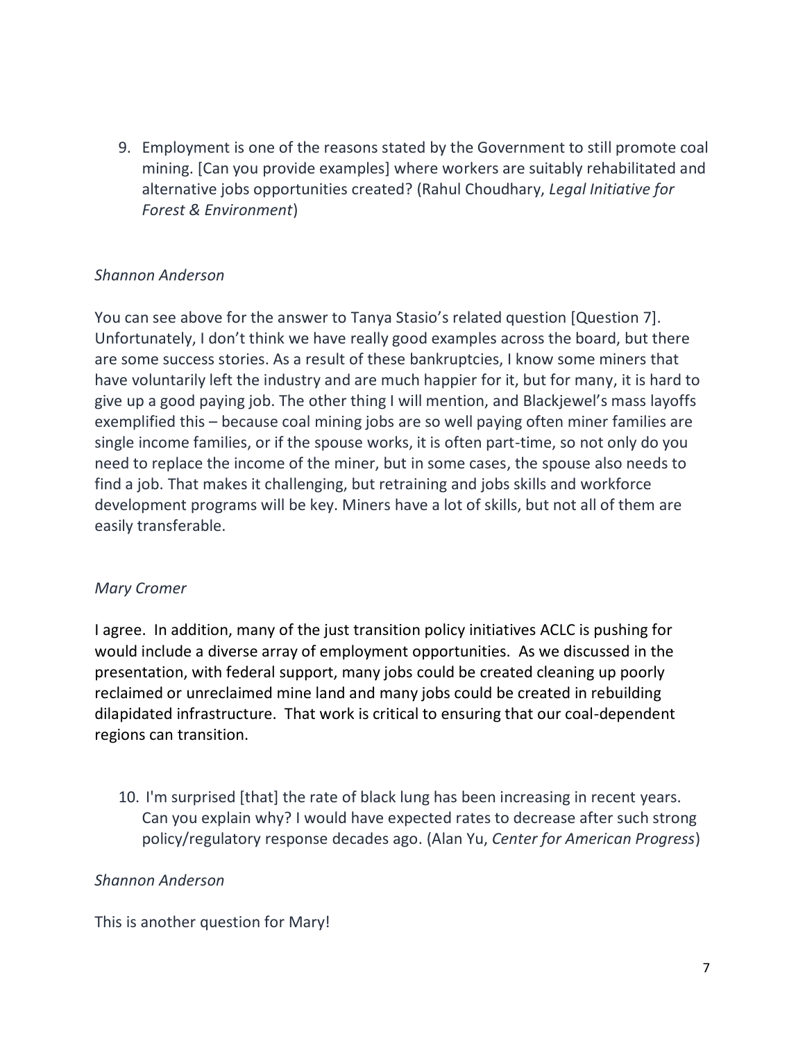9. Employment is one of the reasons stated by the Government to still promote coal mining. [Can you provide examples] where workers are suitably rehabilitated and alternative jobs opportunities created? (Rahul Choudhary, *Legal Initiative for Forest & Environment*)

*Shannon Anderson*

You can see above for the answer to Tanya Stasio's related question [Question 7]. Unfortunately, I don't think we have really good examples across the board, but there are some success stories. As a result of these bankruptcies, I know some miners that have voluntarily left the industry and are much happier for it, but for many, it is hard to give up a good paying job. The other thing I will mention, and Blackjewel's mass layoffs exemplified this – because coal mining jobs are so well paying often miner families are single income families, or if the spouse works, it is often part-time, so not only do you need to replace the income of the miner, but in some cases, the spouse also needs to find a job. That makes it challenging, but retraining and jobs skills and workforce development programs will be key. Miners have a lot of skills, but not all of them are easily transferable.

*Mary Cromer*

I agree. In addition, many of the just transition policy initiatives ACLC is pushing for would include a diverse array of employment opportunities. As we discussed in the presentation, with federal support, many jobs could be created cleaning up poorly reclaimed or unreclaimed mine land and many jobs could be created in rebuilding dilapidated infrastructure. That work is critical to ensuring that our coal-dependent regions can transition.

10. I'm surprised [that] the rate of black lung has been increasing in recent years. Can you explain why? I would have expected rates to decrease after such strong policy/regulatory response decades ago. (Alan Yu, *Center for American Progress*)

*Shannon Anderson*

This is another question for Mary!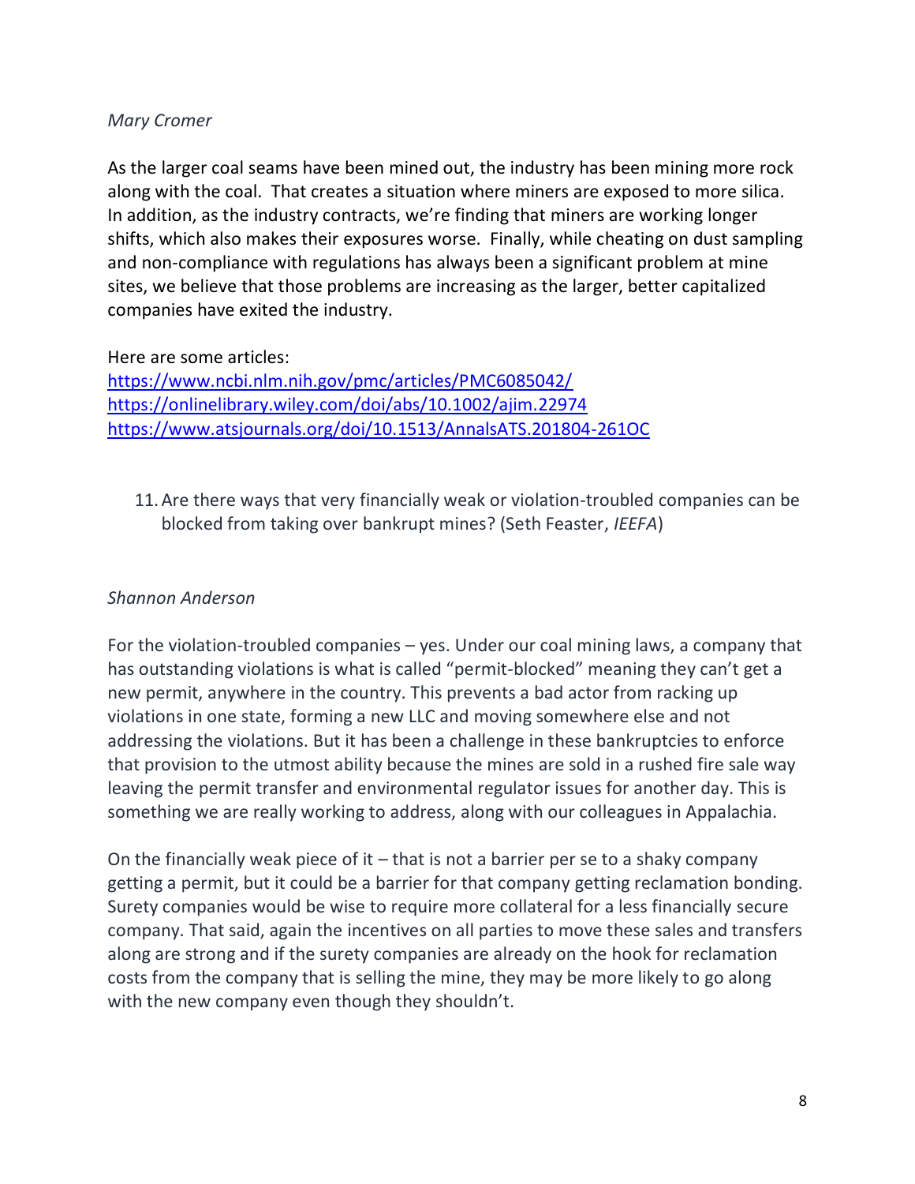*Mary Cromer*

As the larger coal seams have been mined out, the industry has been mining more rock along with the coal. That creates a situation where miners are exposed to more silica. In addition, as the industry contracts, we're finding that miners are working longer shifts, which also makes their exposures worse. Finally, while cheating on dust sampling and non-compliance with regulations has always been a significant problem at mine sites, we believe that those problems are increasing as the larger, better capitalized companies have exited the industry.

Here are some articles:
https://www.ncbi.nlm.nih.gov/pmc/articles/PMC6085042/
https://onlinelibrary.wiley.com/doi/abs/10.1002/ajim.22974
https://www.atsjournals.org/doi/10.1513/AnnalsATS.201804-261OC

11. Are there ways that very financially weak or violation-troubled companies can be blocked from taking over bankrupt mines? (Seth Feaster, *IEEFA*)

*Shannon Anderson*

For the violation-troubled companies – yes. Under our coal mining laws, a company that has outstanding violations is what is called "permit-blocked" meaning they can't get a new permit, anywhere in the country. This prevents a bad actor from racking up violations in one state, forming a new LLC and moving somewhere else and not addressing the violations. But it has been a challenge in these bankruptcies to enforce that provision to the utmost ability because the mines are sold in a rushed fire sale way leaving the permit transfer and environmental regulator issues for another day. This is something we are really working to address, along with our colleagues in Appalachia.

On the financially weak piece of it – that is not a barrier per se to a shaky company getting a permit, but it could be a barrier for that company getting reclamation bonding. Surety companies would be wise to require more collateral for a less financially secure company. That said, again the incentives on all parties to move these sales and transfers along are strong and if the surety companies are already on the hook for reclamation costs from the company that is selling the mine, they may be more likely to go along with the new company even though they shouldn't.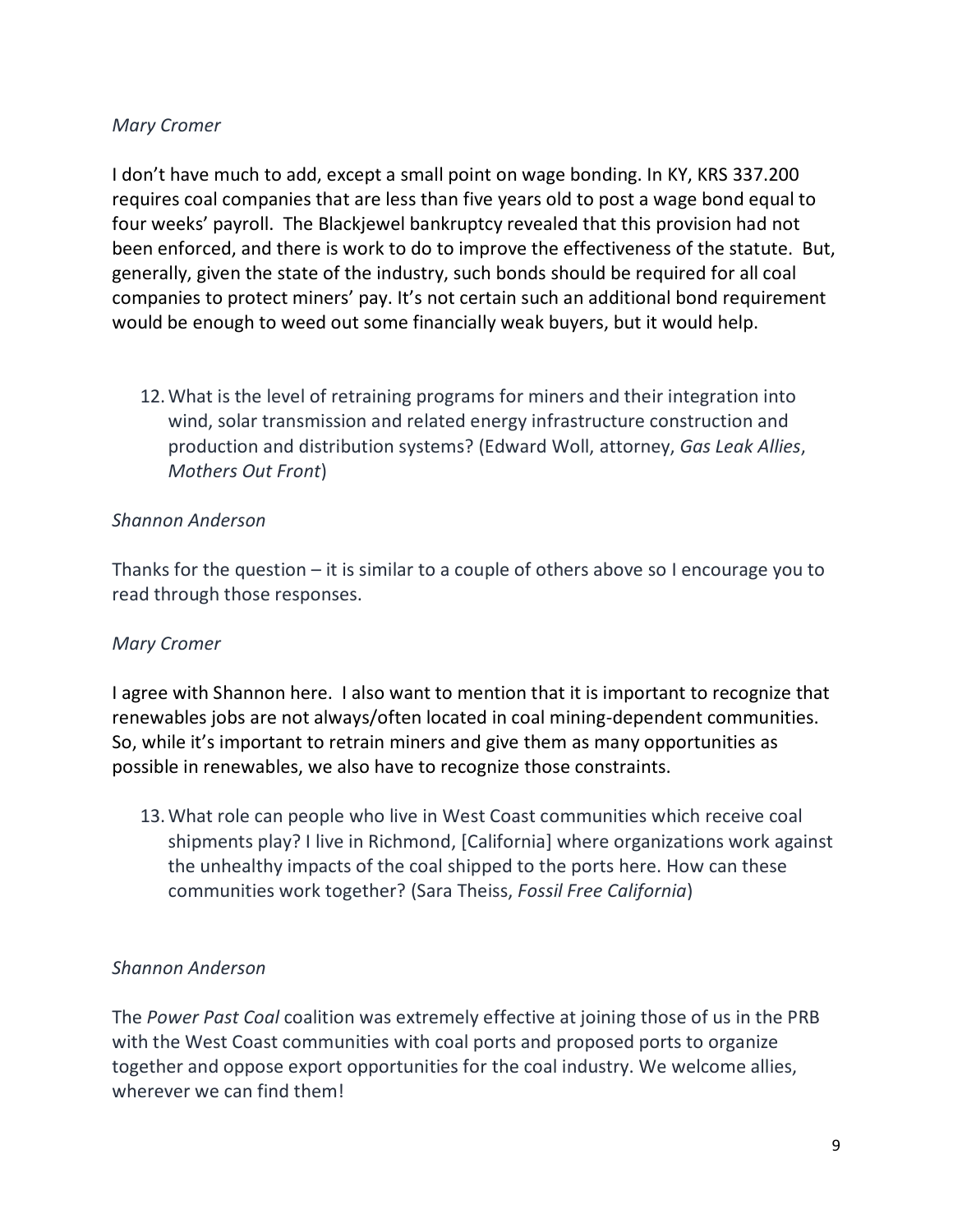*Mary Cromer*

I don't have much to add, except a small point on wage bonding. In KY, KRS 337.200 requires coal companies that are less than five years old to post a wage bond equal to four weeks' payroll. The Blackjewel bankruptcy revealed that this provision had not been enforced, and there is work to do to improve the effectiveness of the statute. But, generally, given the state of the industry, such bonds should be required for all coal companies to protect miners' pay. It's not certain such an additional bond requirement would be enough to weed out some financially weak buyers, but it would help.

12. What is the level of retraining programs for miners and their integration into wind, solar transmission and related energy infrastructure construction and production and distribution systems? (Edward Woll, attorney, *Gas Leak Allies*, *Mothers Out Front*)

*Shannon Anderson*

Thanks for the question – it is similar to a couple of others above so I encourage you to read through those responses.

*Mary Cromer*

I agree with Shannon here. I also want to mention that it is important to recognize that renewables jobs are not always/often located in coal mining-dependent communities. So, while it's important to retrain miners and give them as many opportunities as possible in renewables, we also have to recognize those constraints.

13. What role can people who live in West Coast communities which receive coal shipments play? I live in Richmond, [California] where organizations work against the unhealthy impacts of the coal shipped to the ports here. How can these communities work together? (Sara Theiss, *Fossil Free California*)

*Shannon Anderson*

The *Power Past Coal* coalition was extremely effective at joining those of us in the PRB with the West Coast communities with coal ports and proposed ports to organize together and oppose export opportunities for the coal industry. We welcome allies, wherever we can find them!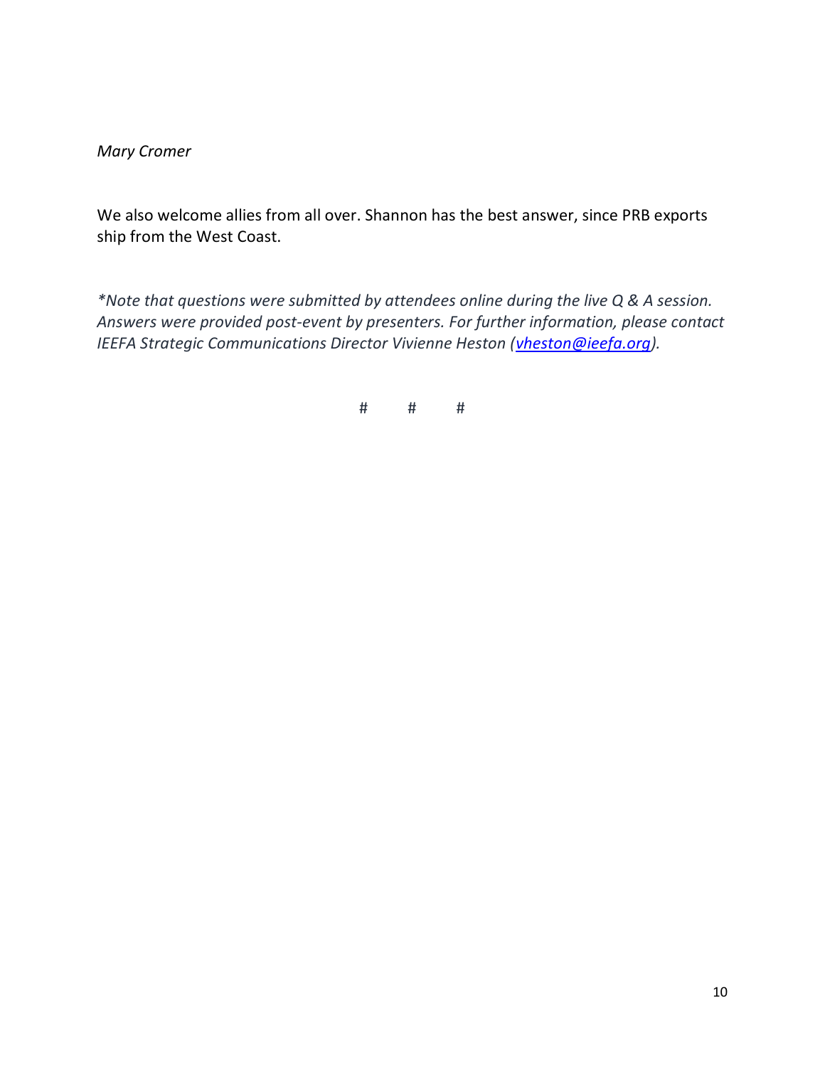*Mary Cromer*

We also welcome allies from all over. Shannon has the best answer, since PRB exports ship from the West Coast.

**Note that questions were submitted by attendees online during the live Q & A session. Answers were provided post-event by presenters. For further information, please contact IEEFA Strategic Communications Director Vivienne Heston ([vheston@ieefa.org](mailto:vheston@ieefa.org)).*

# # #